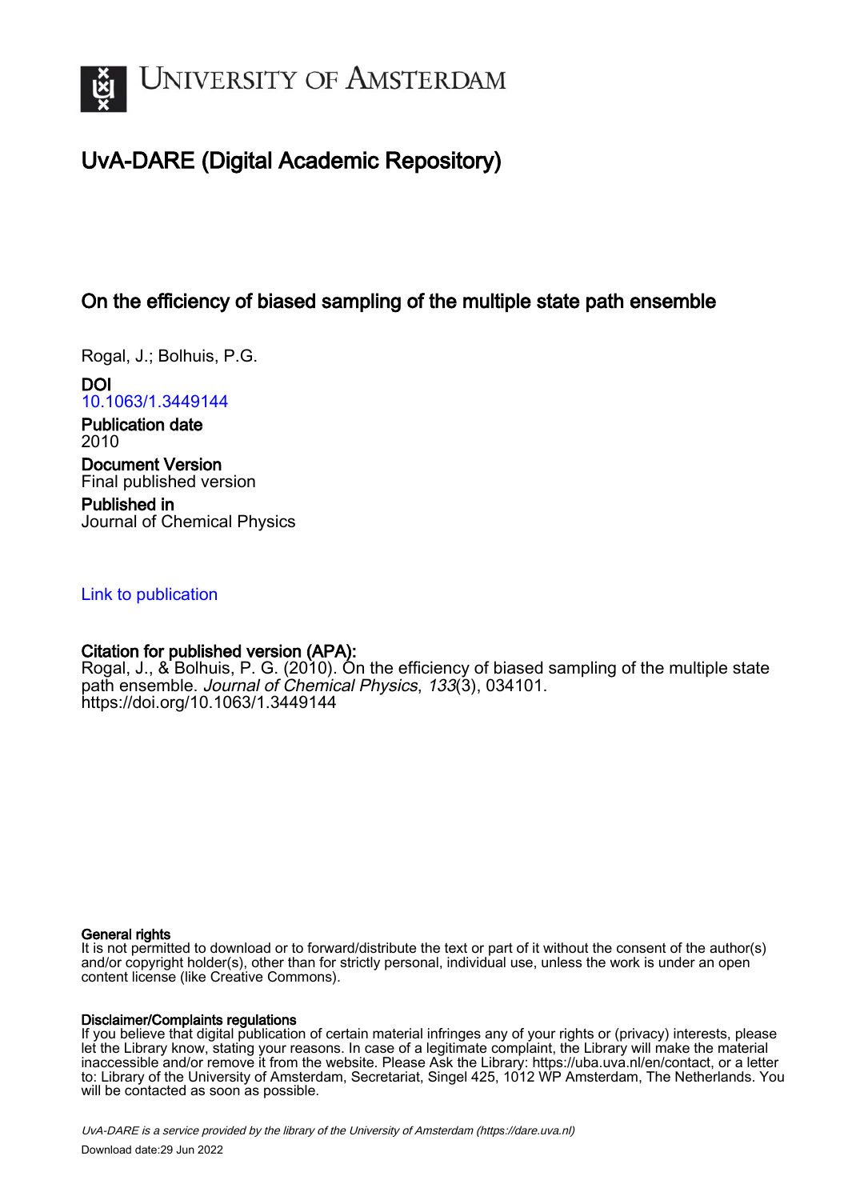# UvA-DARE (Digital Academic Repository)

## On the efficiency of biased sampling of the multiple state path ensemble

Rogal, J.; Bolhuis, P.G.

**DOI**
10.1063/1.3449144

**Publication date**
2010

**Document Version**
Final published version

**Published in**
Journal of Chemical Physics

Link to publication

**Citation for published version (APA):**
Rogal, J., & Bolhuis, P. G. (2010). On the efficiency of biased sampling of the multiple state path ensemble. *Journal of Chemical Physics*, *133*(3), 034101. https://doi.org/10.1063/1.3449144

**General rights**
It is not permitted to download or to forward/distribute the text or part of it without the consent of the author(s) and/or copyright holder(s), other than for strictly personal, individual use, unless the work is under an open content license (like Creative Commons).

**Disclaimer/Complaints regulations**
If you believe that digital publication of certain material infringes any of your rights or (privacy) interests, please let the Library know, stating your reasons. In case of a legitimate complaint, the Library will make the material inaccessible and/or remove it from the website. Please Ask the Library: https://uba.uva.nl/en/contact, or a letter to: Library of the University of Amsterdam, Secretariat, Singel 425, 1012 WP Amsterdam, The Netherlands. You will be contacted as soon as possible.

*UvA-DARE is a service provided by the library of the University of Amsterdam (https://dare.uva.nl)*

Download date:29 Jun 2022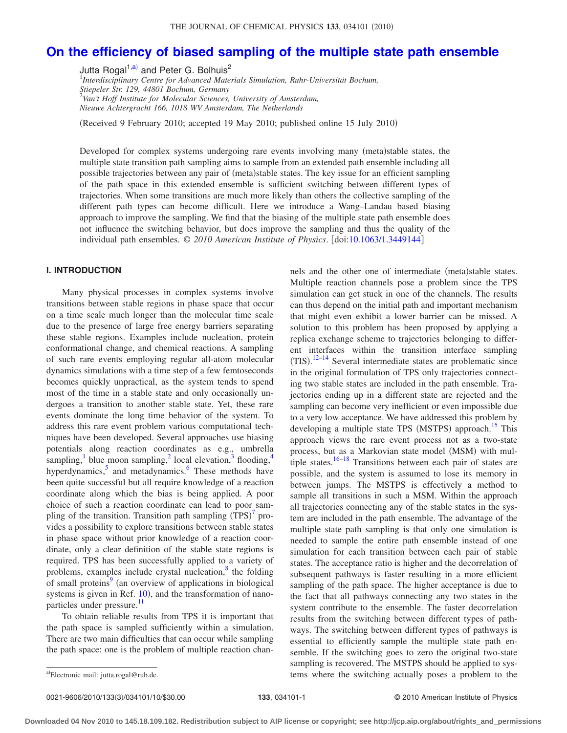# On the efficiency of biased sampling of the multiple state path ensemble

Jutta Rogal[1,a)] and Peter G. Bolhuis[2]

[1]*Interdisciplinary Centre for Advanced Materials Simulation, Ruhr-Universität Bochum, Stiepeler Str. 129, 44801 Bochum, Germany*
[2]*Van't Hoff Institute for Molecular Sciences, University of Amsterdam, Nieuwe Achtergracht 166, 1018 WV Amsterdam, The Netherlands*

(Received 9 February 2010; accepted 19 May 2010; published online 15 July 2010)

Developed for complex systems undergoing rare events involving many (meta)stable states, the multiple state transition path sampling aims to sample from an extended path ensemble including all possible trajectories between any pair of (meta)stable states. The key issue for an efficient sampling of the path space in this extended ensemble is sufficient switching between different types of trajectories. When some transitions are much more likely than others the collective sampling of the different path types can become difficult. Here we introduce a Wang–Landau based biasing approach to improve the sampling. We find that the biasing of the multiple state path ensemble does not influence the switching behavior, but does improve the sampling and thus the quality of the individual path ensembles. *© 2010 American Institute of Physics*. [doi:10.1063/1.3449144]

## I. INTRODUCTION

Many physical processes in complex systems involve transitions between stable regions in phase space that occur on a time scale much longer than the molecular time scale due to the presence of large free energy barriers separating these stable regions. Examples include nucleation, protein conformational change, and chemical reactions. A sampling of such rare events employing regular all-atom molecular dynamics simulations with a time step of a few femtoseconds becomes quickly unpractical, as the system tends to spend most of the time in a stable state and only occasionally undergoes a transition to another stable state. Yet, these rare events dominate the long time behavior of the system. To address this rare event problem various computational techniques have been developed. Several approaches use biasing potentials along reaction coordinates as e.g., umbrella sampling,[1] blue moon sampling,[2] local elevation,[3] flooding,[4] hyperdynamics,[5] and metadynamics.[6] These methods have been quite successful but all require knowledge of a reaction coordinate along which the bias is being applied. A poor choice of such a reaction coordinate can lead to poor sampling of the transition. Transition path sampling (TPS)[7] provides a possibility to explore transitions between stable states in phase space without prior knowledge of a reaction coordinate, only a clear definition of the stable state regions is required. TPS has been successfully applied to a variety of problems, examples include crystal nucleation,[8] the folding of small proteins[9] (an overview of applications in biological systems is given in Ref. 10), and the transformation of nanoparticles under pressure.[11]

To obtain reliable results from TPS it is important that the path space is sampled sufficiently within a simulation. There are two main difficulties that can occur while sampling the path space: one is the problem of multiple reaction channels and the other one of intermediate (meta)stable states. Multiple reaction channels pose a problem since the TPS simulation can get stuck in one of the channels. The results can thus depend on the initial path and important mechanism that might even exhibit a lower barrier can be missed. A solution to this problem has been proposed by applying a replica exchange scheme to trajectories belonging to different interfaces within the transition interface sampling (TIS).[12–14] Several intermediate states are problematic since in the original formulation of TPS only trajectories connecting two stable states are included in the path ensemble. Trajectories ending up in a different state are rejected and the sampling can become very inefficient or even impossible due to a very low acceptance. We have addressed this problem by developing a multiple state TPS (MSTPS) approach.[15] This approach views the rare event process not as a two-state process, but as a Markovian state model (MSM) with multiple states.[16–18] Transitions between each pair of states are possible, and the system is assumed to lose its memory in between jumps. The MSTPS is effectively a method to sample all transitions in such a MSM. Within the approach all trajectories connecting any of the stable states in the system are included in the path ensemble. The advantage of the multiple state path sampling is that only one simulation is needed to sample the entire path ensemble instead of one simulation for each transition between each pair of stable states. The acceptance ratio is higher and the decorrelation of subsequent pathways is faster resulting in a more efficient sampling of the path space. The higher acceptance is due to the fact that all pathways connecting any two states in the system contribute to the ensemble. The faster decorrelation results from the switching between different types of pathways. The switching between different types of pathways is essential to efficiently sample the multiple state path ensemble. If the switching goes to zero the original two-state sampling is recovered. The MSTPS should be applied to systems where the switching actually poses a problem to the

[a)]Electronic mail: jutta.rogal@rub.de.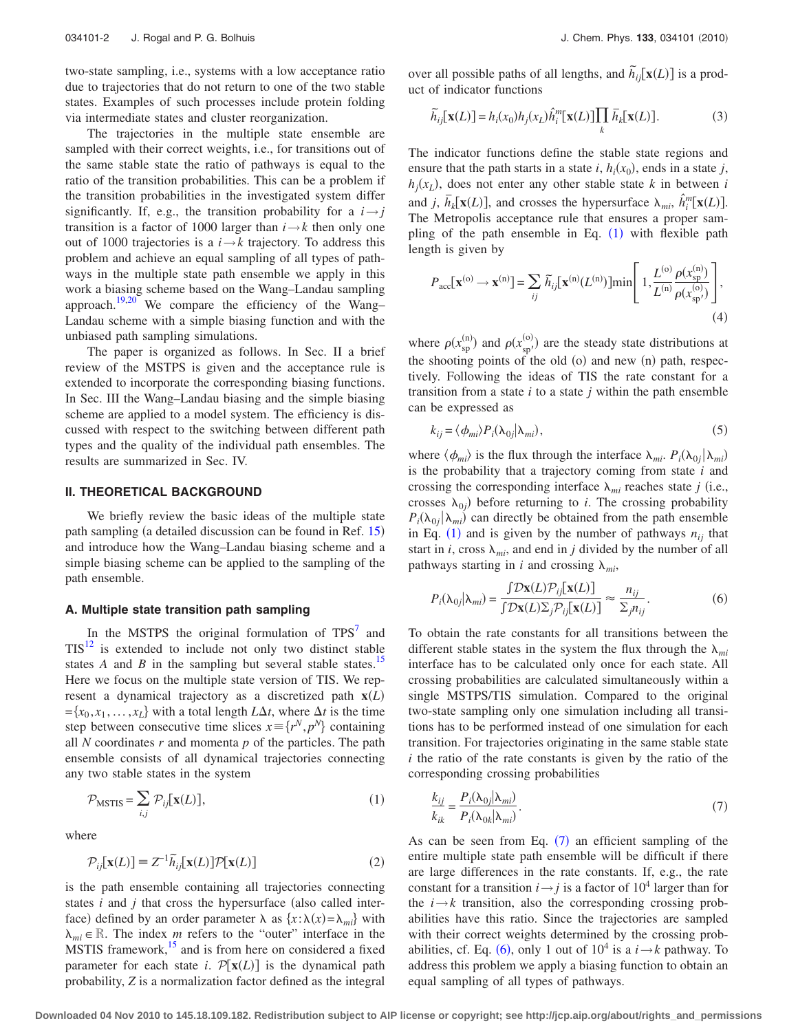two-state sampling, i.e., systems with a low acceptance ratio due to trajectories that do not return to one of the two stable states. Examples of such processes include protein folding via intermediate states and cluster reorganization.

The trajectories in the multiple state ensemble are sampled with their correct weights, i.e., for transitions out of the same stable state the ratio of pathways is equal to the ratio of the transition probabilities. This can be a problem if the transition probabilities in the investigated system differ significantly. If, e.g., the transition probability for a $i\rightarrow j$ transition is a factor of 1000 larger than $i\rightarrow k$ then only one out of 1000 trajectories is a $i\rightarrow k$ trajectory. To address this problem and achieve an equal sampling of all types of pathways in the multiple state path ensemble we apply in this work a biasing scheme based on the Wang–Landau sampling approach.[19,20] We compare the efficiency of the Wang–Landau scheme with a simple biasing function and with the unbiased path sampling simulations.

The paper is organized as follows. In Sec. II a brief review of the MSTPS is given and the acceptance rule is extended to incorporate the corresponding biasing functions. In Sec. III the Wang–Landau biasing and the simple biasing scheme are applied to a model system. The efficiency is discussed with respect to the switching between different path types and the quality of the individual path ensembles. The results are summarized in Sec. IV.

## II. THEORETICAL BACKGROUND

We briefly review the basic ideas of the multiple state path sampling (a detailed discussion can be found in Ref. 15) and introduce how the Wang–Landau biasing scheme and a simple biasing scheme can be applied to the sampling of the path ensemble.

### A. Multiple state transition path sampling

In the MSTPS the original formulation of TPS[7] and TIS[12] is extended to include not only two distinct stable states $A$ and $B$ in the sampling but several stable states.[15] Here we focus on the multiple state version of TIS. We represent a dynamical trajectory as a discretized path $\mathbf{x}(L)=\{x_0,x_1,\ldots,x_L\}$ with a total length $L\Delta t$, where $\Delta t$ is the time step between consecutive time slices $x\equiv\{r^N,p^N\}$ containing all $N$ coordinates $r$ and momenta $p$ of the particles. The path ensemble consists of all dynamical trajectories connecting any two stable states in the system

$$\mathcal{P}_{\mathrm{MSTIS}}=\sum_{i,j}\mathcal{P}_{ij}[\mathbf{x}(L)], \tag{1}$$

where

$$\mathcal{P}_{ij}[\mathbf{x}(L)]\equiv Z^{-1}\tilde{h}_{ij}[\mathbf{x}(L)]\mathcal{P}[\mathbf{x}(L)] \tag{2}$$

is the path ensemble containing all trajectories connecting states $i$ and $j$ that cross the hypersurface (also called interface) defined by an order parameter $\lambda$ as $\{x:\lambda(x)=\lambda_{mi}\}$ with $\lambda_{mi}\in\mathbb{R}$. The index $m$ refers to the "outer" interface in the MSTIS framework,[15] and is from here on considered a fixed parameter for each state $i$. $\mathcal{P}[\mathbf{x}(L)]$ is the dynamical path probability, $Z$ is a normalization factor defined as the integral over all possible paths of all lengths, and $\tilde{h}_{ij}[\mathbf{x}(L)]$ is a product of indicator functions

$$\tilde{h}_{ij}[\mathbf{x}(L)]=h_i(x_0)h_j(x_L)\hat{h}_i^m[\mathbf{x}(L)]\prod_k\bar{h}_k[\mathbf{x}(L)]. \tag{3}$$

The indicator functions define the stable state regions and ensure that the path starts in a state $i$, $h_i(x_0)$, ends in a state $j$, $h_j(x_L)$, does not enter any other stable state $k$ in between $i$ and $j$, $\bar{h}_k[\mathbf{x}(L)]$, and crosses the hypersurface $\lambda_{mi}$, $\hat{h}_i^m[\mathbf{x}(L)]$. The Metropolis acceptance rule that ensures a proper sampling of the path ensemble in Eq. (1) with flexible path length is given by

$$P_{\mathrm{acc}}[\mathbf{x}^{(\mathrm{o})}\rightarrow\mathbf{x}^{(\mathrm{n})}]=\sum_{ij}\tilde{h}_{ij}[\mathbf{x}^{(\mathrm{n})}(L^{(\mathrm{n})})]\min\left[1,\frac{L^{(\mathrm{o})}}{L^{(\mathrm{n})}}\frac{\rho(x_{\mathrm{sp}}^{(\mathrm{n})})}{\rho(x_{\mathrm{sp}'}^{(\mathrm{o})})}\right], \tag{4}$$

where $\rho(x_{\mathrm{sp}}^{(\mathrm{n})})$ and $\rho(x_{\mathrm{sp}'}^{(\mathrm{o})})$ are the steady state distributions at the shooting points of the old (o) and new (n) path, respectively. Following the ideas of TIS the rate constant for a transition from a state $i$ to a state $j$ within the path ensemble can be expressed as

$$k_{ij}=\langle\phi_{mi}\rangle P_i(\lambda_{0j}|\lambda_{mi}), \tag{5}$$

where $\langle\phi_{mi}\rangle$ is the flux through the interface $\lambda_{mi}$. $P_i(\lambda_{0j}|\lambda_{mi})$ is the probability that a trajectory coming from state $i$ and crossing the corresponding interface $\lambda_{mi}$ reaches state $j$ (i.e., crosses $\lambda_{0j}$) before returning to $i$. The crossing probability $P_i(\lambda_{0j}|\lambda_{mi})$ can directly be obtained from the path ensemble in Eq. (1) and is given by the number of pathways $n_{ij}$ that start in $i$, cross $\lambda_{mi}$, and end in $j$ divided by the number of all pathways starting in $i$ and crossing $\lambda_{mi}$,

$$P_i(\lambda_{0j}|\lambda_{mi})=\frac{\int\mathcal{D}\mathbf{x}(L)\mathcal{P}_{ij}[\mathbf{x}(L)]}{\int\mathcal{D}\mathbf{x}(L)\Sigma_j\mathcal{P}_{ij}[\mathbf{x}(L)]}\approx\frac{n_{ij}}{\Sigma_j n_{ij}}. \tag{6}$$

To obtain the rate constants for all transitions between the different stable states in the system the flux through the $\lambda_{mi}$ interface has to be calculated only once for each state. All crossing probabilities are calculated simultaneously within a single MSTPS/TIS simulation. Compared to the original two-state sampling only one simulation including all transitions has to be performed instead of one simulation for each transition. For trajectories originating in the same stable state $i$ the ratio of the rate constants is given by the ratio of the corresponding crossing probabilities

$$\frac{k_{ij}}{k_{ik}}=\frac{P_i(\lambda_{0j}|\lambda_{mi})}{P_i(\lambda_{0k}|\lambda_{mi})}. \tag{7}$$

As can be seen from Eq. (7) an efficient sampling of the entire multiple state path ensemble will be difficult if there are large differences in the rate constants. If, e.g., the rate constant for a transition $i\rightarrow j$ is a factor of $10^4$ larger than for the $i\rightarrow k$ transition, also the corresponding crossing probabilities have this ratio. Since the trajectories are sampled with their correct weights determined by the crossing probabilities, cf. Eq. (6), only 1 out of $10^4$ is a $i\rightarrow k$ pathway. To address this problem we apply a biasing function to obtain an equal sampling of all types of pathways.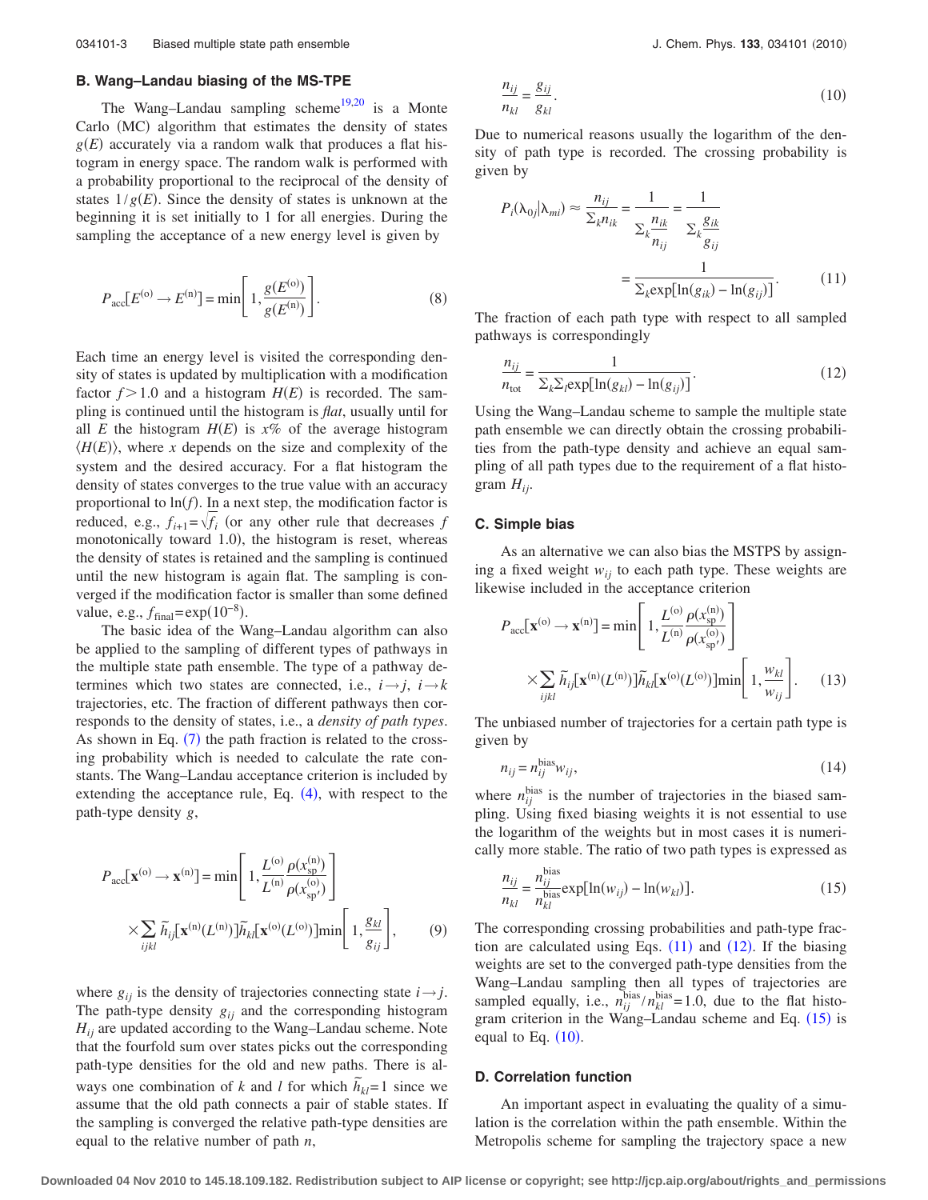### B. Wang–Landau biasing of the MS-TPE

The Wang–Landau sampling scheme[19,20] is a Monte Carlo (MC) algorithm that estimates the density of states $g(E)$ accurately via a random walk that produces a flat histogram in energy space. The random walk is performed with a probability proportional to the reciprocal of the density of states $1/g(E)$. Since the density of states is unknown at the beginning it is set initially to 1 for all energies. During the sampling the acceptance of a new energy level is given by

$$P_{\text{acc}}[E^{(\text{o})} \rightarrow E^{(\text{n})}] = \min\left[1, \frac{g(E^{(\text{o})})}{g(E^{(\text{n})})}\right]. \tag{8}$$

Each time an energy level is visited the corresponding density of states is updated by multiplication with a modification factor $f > 1.0$ and a histogram $H(E)$ is recorded. The sampling is continued until the histogram is *flat*, usually until for all $E$ the histogram $H(E)$ is $x\%$ of the average histogram $\langle H(E)\rangle$, where $x$ depends on the size and complexity of the system and the desired accuracy. For a flat histogram the density of states converges to the true value with an accuracy proportional to $\ln(f)$. In a next step, the modification factor is reduced, e.g., $f_{i+1}=\sqrt{f_i}$ (or any other rule that decreases $f$ monotonically toward 1.0), the histogram is reset, whereas the density of states is retained and the sampling is continued until the new histogram is again flat. The sampling is converged if the modification factor is smaller than some defined value, e.g., $f_{\text{final}}=\exp(10^{-8})$.

The basic idea of the Wang–Landau algorithm can also be applied to the sampling of different types of pathways in the multiple state path ensemble. The type of a pathway determines which two states are connected, i.e., $i \rightarrow j$, $i \rightarrow k$ trajectories, etc. The fraction of different pathways then corresponds to the density of states, i.e., a *density of path types*. As shown in Eq. (7) the path fraction is related to the crossing probability which is needed to calculate the rate constants. The Wang–Landau acceptance criterion is included by extending the acceptance rule, Eq. (4), with respect to the path-type density $g$,

$$P_{\text{acc}}[\mathbf{x}^{(\text{o})} \rightarrow \mathbf{x}^{(\text{n})}] = \min\left[1, \frac{L^{(\text{o})}}{L^{(\text{n})}} \frac{\rho(x_{\text{sp}}^{(\text{n})})}{\rho(x_{\text{sp}'}^{(\text{o})})}\right] \times \sum_{ijkl} \tilde{h}_{ij}[\mathbf{x}^{(\text{n})}(L^{(\text{n})})]\tilde{h}_{kl}[\mathbf{x}^{(\text{o})}(L^{(\text{o})})] \min\left[1, \frac{g_{kl}}{g_{ij}}\right], \tag{9}$$

where $g_{ij}$ is the density of trajectories connecting state $i \rightarrow j$. The path-type density $g_{ij}$ and the corresponding histogram $H_{ij}$ are updated according to the Wang–Landau scheme. Note that the fourfold sum over states picks out the corresponding path-type densities for the old and new paths. There is always one combination of $k$ and $l$ for which $\tilde{h}_{kl}=1$ since we assume that the old path connects a pair of stable states. If the sampling is converged the relative path-type densities are equal to the relative number of path $n$,

$$\frac{n_{ij}}{n_{kl}} = \frac{g_{ij}}{g_{kl}}. \tag{10}$$

Due to numerical reasons usually the logarithm of the density of path type is recorded. The crossing probability is given by

$$P_i(\lambda_{0j}|\lambda_{mi}) \approx \frac{n_{ij}}{\Sigma_k n_{ik}} = \frac{1}{\Sigma_k \frac{n_{ik}}{n_{ij}}} = \frac{1}{\Sigma_k \frac{g_{ik}}{g_{ij}}} = \frac{1}{\Sigma_k \exp[\ln(g_{ik}) - \ln(g_{ij})]}. \tag{11}$$

The fraction of each path type with respect to all sampled pathways is correspondingly

$$\frac{n_{ij}}{n_{\text{tot}}} = \frac{1}{\Sigma_k \Sigma_l \exp[\ln(g_{kl}) - \ln(g_{ij})]}. \tag{12}$$

Using the Wang–Landau scheme to sample the multiple state path ensemble we can directly obtain the crossing probabilities from the path-type density and achieve an equal sampling of all path types due to the requirement of a flat histogram $H_{ij}$.

### C. Simple bias

As an alternative we can also bias the MSTPS by assigning a fixed weight $w_{ij}$ to each path type. These weights are likewise included in the acceptance criterion

$$P_{\text{acc}}[\mathbf{x}^{(\text{o})} \rightarrow \mathbf{x}^{(\text{n})}] = \min\left[1, \frac{L^{(\text{o})}}{L^{(\text{n})}} \frac{\rho(x_{\text{sp}}^{(\text{n})})}{\rho(x_{\text{sp}'}^{(\text{o})})}\right] \times \sum_{ijkl} \tilde{h}_{ij}[\mathbf{x}^{(\text{n})}(L^{(\text{n})})]\tilde{h}_{kl}[\mathbf{x}^{(\text{o})}(L^{(\text{o})})] \min\left[1, \frac{w_{kl}}{w_{ij}}\right]. \tag{13}$$

The unbiased number of trajectories for a certain path type is given by

$$n_{ij} = n_{ij}^{\text{bias}} w_{ij}, \tag{14}$$

where $n_{ij}^{\text{bias}}$ is the number of trajectories in the biased sampling. Using fixed biasing weights it is not essential to use the logarithm of the weights but in most cases it is numerically more stable. The ratio of two path types is expressed as

$$\frac{n_{ij}}{n_{kl}} = \frac{n_{ij}^{\text{bias}}}{n_{kl}^{\text{bias}}} \exp[\ln(w_{ij}) - \ln(w_{kl})]. \tag{15}$$

The corresponding crossing probabilities and path-type fraction are calculated using Eqs. (11) and (12). If the biasing weights are set to the converged path-type densities from the Wang–Landau sampling then all types of trajectories are sampled equally, i.e., $n_{ij}^{\text{bias}}/n_{kl}^{\text{bias}}=1.0$, due to the flat histogram criterion in the Wang–Landau scheme and Eq. (15) is equal to Eq. (10).

### D. Correlation function

An important aspect in evaluating the quality of a simulation is the correlation within the path ensemble. Within the Metropolis scheme for sampling the trajectory space a new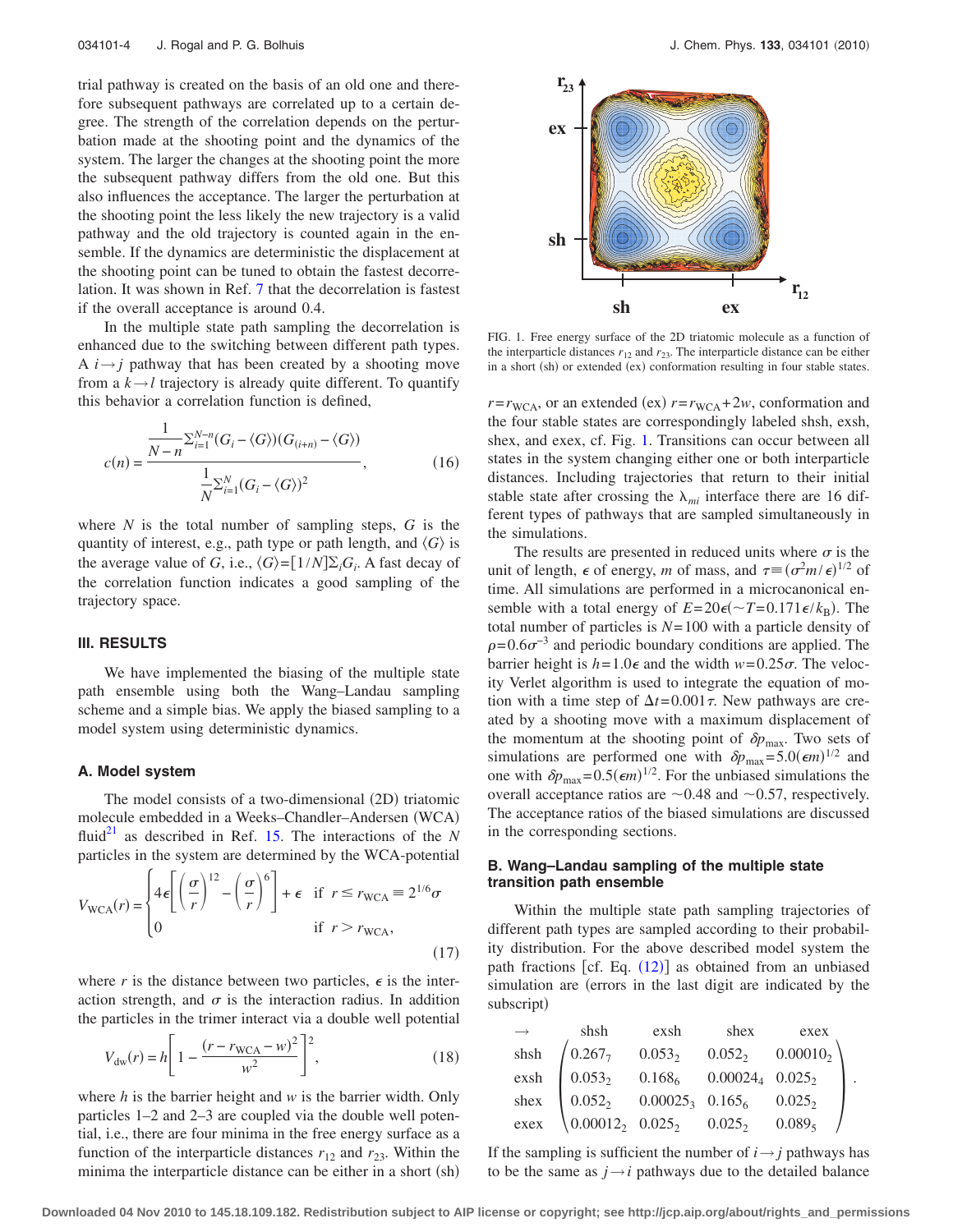trial pathway is created on the basis of an old one and therefore subsequent pathways are correlated up to a certain degree. The strength of the correlation depends on the perturbation made at the shooting point and the dynamics of the system. The larger the changes at the shooting point the more the subsequent pathway differs from the old one. But this also influences the acceptance. The larger the perturbation at the shooting point the less likely the new trajectory is a valid pathway and the old trajectory is counted again in the ensemble. If the dynamics are deterministic the displacement at the shooting point can be tuned to obtain the fastest decorrelation. It was shown in Ref. 7 that the decorrelation is fastest if the overall acceptance is around 0.4.

In the multiple state path sampling the decorrelation is enhanced due to the switching between different path types. A $i\rightarrow j$ pathway that has been created by a shooting move from a $k\rightarrow l$ trajectory is already quite different. To quantify this behavior a correlation function is defined,

$$c(n)=\frac{\frac{1}{N-n}\Sigma_{i=1}^{N-n}(G_i-\langle G\rangle)(G_{(i+n)}-\langle G\rangle)}{\frac{1}{N}\Sigma_{i=1}^{N}(G_i-\langle G\rangle)^2}, \tag{16}$$

where $N$ is the total number of sampling steps, $G$ is the quantity of interest, e.g., path type or path length, and $\langle G\rangle$ is the average value of $G$, i.e., $\langle G\rangle=[1/N]\Sigma_i G_i$. A fast decay of the correlation function indicates a good sampling of the trajectory space.

## III. RESULTS

We have implemented the biasing of the multiple state path ensemble using both the Wang–Landau sampling scheme and a simple bias. We apply the biased sampling to a model system using deterministic dynamics.

### A. Model system

The model consists of a two-dimensional (2D) triatomic molecule embedded in a Weeks–Chandler–Andersen (WCA) fluid[21] as described in Ref. 15. The interactions of the $N$ particles in the system are determined by the WCA-potential

$$V_{\mathrm{WCA}}(r)=\begin{cases}4\epsilon\left[\left(\frac{\sigma}{r}\right)^{12}-\left(\frac{\sigma}{r}\right)^{6}\right]+\epsilon & \text{if } r\leq r_{\mathrm{WCA}}\equiv 2^{1/6}\sigma\\ 0 & \text{if } r>r_{\mathrm{WCA}},\end{cases} \tag{17}$$

where $r$ is the distance between two particles, $\epsilon$ is the interaction strength, and $\sigma$ is the interaction radius. In addition the particles in the trimer interact via a double well potential

$$V_{\mathrm{dw}}(r)=h\left[1-\frac{(r-r_{\mathrm{WCA}}-w)^2}{w^2}\right]^2, \tag{18}$$

where $h$ is the barrier height and $w$ is the barrier width. Only particles 1–2 and 2–3 are coupled via the double well potential, i.e., there are four minima in the free energy surface as a function of the interparticle distances $r_{12}$ and $r_{23}$. Within the minima the interparticle distance can be either in a short (sh)

FIG. 1. Free energy surface of the 2D triatomic molecule as a function of the interparticle distances $r_{12}$ and $r_{23}$. The interparticle distance can be either in a short (sh) or extended (ex) conformation resulting in four stable states.

$r=r_{\mathrm{WCA}}$, or an extended (ex) $r=r_{\mathrm{WCA}}+2w$, conformation and the four stable states are correspondingly labeled shsh, exsh, shex, and exex, cf. Fig. 1. Transitions can occur between all states in the system changing either one or both interparticle distances. Including trajectories that return to their initial stable state after crossing the $\lambda_{mi}$ interface there are 16 different types of pathways that are sampled simultaneously in the simulations.

The results are presented in reduced units where $\sigma$ is the unit of length, $\epsilon$ of energy, $m$ of mass, and $\tau\equiv(\sigma^2 m/\epsilon)^{1/2}$ of time. All simulations are performed in a microcanonical ensemble with a total energy of $E=20\epsilon(\sim T=0.171\epsilon/k_B)$. The total number of particles is $N=100$ with a particle density of $\rho=0.6\sigma^{-3}$ and periodic boundary conditions are applied. The barrier height is $h=1.0\epsilon$ and the width $w=0.25\sigma$. The velocity Verlet algorithm is used to integrate the equation of motion with a time step of $\Delta t=0.001\tau$. New pathways are created by a shooting move with a maximum displacement of the momentum at the shooting point of $\delta p_{\max}$. Two sets of simulations are performed one with $\delta p_{\max}=5.0(\epsilon m)^{1/2}$ and one with $\delta p_{\max}=0.5(\epsilon m)^{1/2}$. For the unbiased simulations the overall acceptance ratios are $\sim$0.48 and $\sim$0.57, respectively. The acceptance ratios of the biased simulations are discussed in the corresponding sections.

### B. Wang–Landau sampling of the multiple state transition path ensemble

Within the multiple state path sampling trajectories of different path types are sampled according to their probability distribution. For the above described model system the path fractions [cf. Eq. (12)] as obtained from an unbiased simulation are (errors in the last digit are indicated by the subscript)

$$\begin{array}{ccccc} \rightarrow & \text{shsh} & \text{exsh} & \text{shex} & \text{exex}\\ \begin{array}{c}\text{shsh}\\ \text{exsh}\\ \text{shex}\\ \text{exex}\end{array} & \multicolumn{4}{c}{\left(\begin{array}{cccc} 0.267_7 & 0.053_2 & 0.052_2 & 0.00010_2\\ 0.053_2 & 0.168_6 & 0.00024_4 & 0.025_2\\ 0.052_2 & 0.00025_3 & 0.165_6 & 0.025_2\\ 0.00012_2 & 0.025_2 & 0.025_2 & 0.089_5 \end{array}\right)} \end{array}.$$

If the sampling is sufficient the number of $i\rightarrow j$ pathways has to be the same as $j\rightarrow i$ pathways due to the detailed balance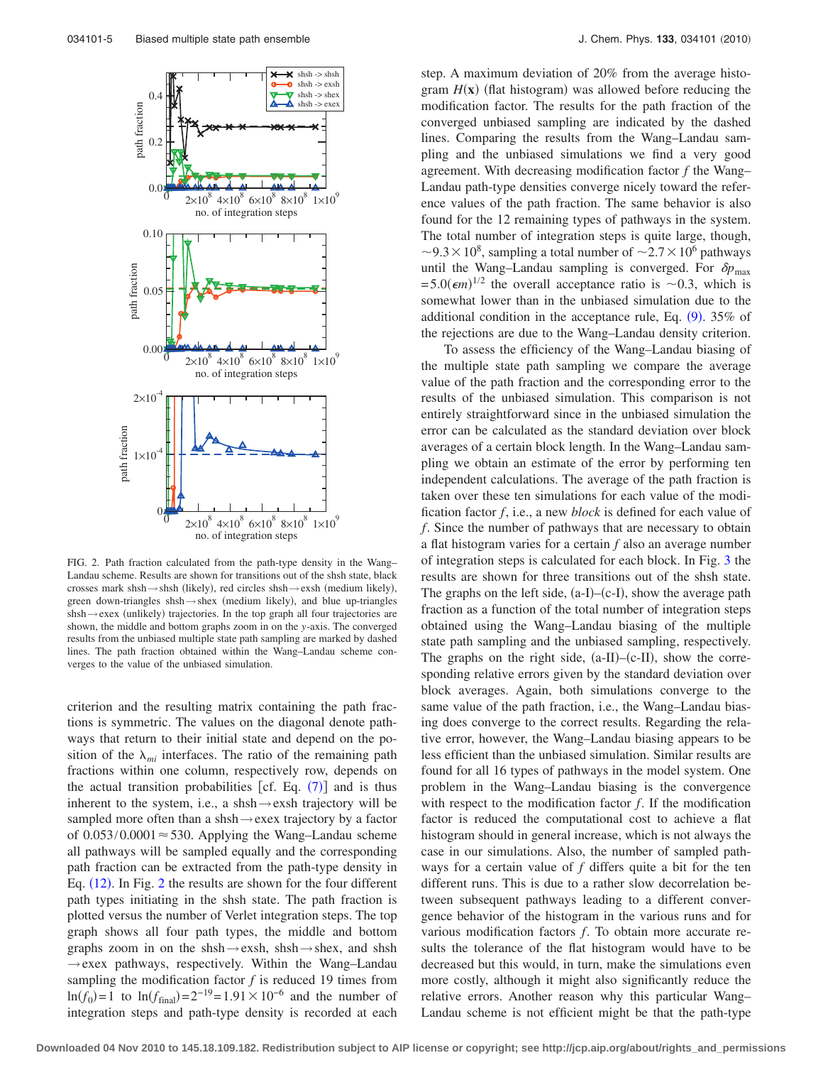shsh -> shsh
shsh -> exsh
shsh -> shex
shsh -> exex

path fraction

0.4
0.2
0.0

0
2×10^8 4×10^8 6×10^8 8×10^8 1×10^9

no. of integration steps

path fraction

0.10
0.05
0.00

0
2×10^8 4×10^8 6×10^8 8×10^8 1×10^9

no. of integration steps

path fraction

2×10^-4
1×10^-4
0

0
2×10^8 4×10^8 6×10^8 8×10^8 1×10^9

no. of integration steps

FIG. 2. Path fraction calculated from the path-type density in the Wang–Landau scheme. Results are shown for transitions out of the shsh state, black crosses mark shsh→shsh (likely), red circles shsh→exsh (medium likely), green down-triangles shsh→shex (medium likely), and blue up-triangles shsh→exex (unlikely) trajectories. In the top graph all four trajectories are shown, the middle and bottom graphs zoom in on the $y$-axis. The converged results from the unbiased multiple state path sampling are marked by dashed lines. The path fraction obtained within the Wang–Landau scheme converges to the value of the unbiased simulation.

criterion and the resulting matrix containing the path fractions is symmetric. The values on the diagonal denote pathways that return to their initial state and depend on the position of the $\lambda_{mi}$ interfaces. The ratio of the remaining path fractions within one column, respectively row, depends on the actual transition probabilities [cf. Eq. (7)] and is thus inherent to the system, i.e., a shsh→exsh trajectory will be sampled more often than a shsh→exex trajectory by a factor of $0.053/0.0001 \approx 530$. Applying the Wang–Landau scheme all pathways will be sampled equally and the corresponding path fraction can be extracted from the path-type density in Eq. (12). In Fig. 2 the results are shown for the four different path types initiating in the shsh state. The path fraction is plotted versus the number of Verlet integration steps. The top graph shows all four path types, the middle and bottom graphs zoom in on the shsh→exsh, shsh→shex, and shsh→exex pathways, respectively. Within the Wang–Landau sampling the modification factor $f$ is reduced 19 times from $\ln(f_0)=1$ to $\ln(f_{\text{final}})=2^{-19}=1.91\times 10^{-6}$ and the number of integration steps and path-type density is recorded at each step. A maximum deviation of 20% from the average histogram $H(\mathbf{x})$ (flat histogram) was allowed before reducing the modification factor. The results for the path fraction of the converged unbiased sampling are indicated by the dashed lines. Comparing the results from the Wang–Landau sampling and the unbiased simulations we find a very good agreement. With decreasing modification factor $f$ the Wang–Landau path-type densities converge nicely toward the reference values of the path fraction. The same behavior is also found for the 12 remaining types of pathways in the system. The total number of integration steps is quite large, though, $\sim 9.3\times 10^8$, sampling a total number of $\sim 2.7\times 10^6$ pathways until the Wang–Landau sampling is converged. For $\delta p_{\text{max}} = 5.0(\epsilon m)^{1/2}$ the overall acceptance ratio is $\sim 0.3$, which is somewhat lower than in the unbiased simulation due to the additional condition in the acceptance rule, Eq. (9). 35% of the rejections are due to the Wang–Landau density criterion.

To assess the efficiency of the Wang–Landau biasing of the multiple state path sampling we compare the average value of the path fraction and the corresponding error to the results of the unbiased simulation. This comparison is not entirely straightforward since in the unbiased simulation the error can be calculated as the standard deviation over block averages of a certain block length. In the Wang–Landau sampling we obtain an estimate of the error by performing ten independent calculations. The average of the path fraction is taken over these ten simulations for each value of the modification factor $f$, i.e., a new *block* is defined for each value of $f$. Since the number of pathways that are necessary to obtain a flat histogram varies for a certain $f$ also an average number of integration steps is calculated for each block. In Fig. 3 the results are shown for three transitions out of the shsh state. The graphs on the left side, (a-I)–(c-I), show the average path fraction as a function of the total number of integration steps obtained using the Wang–Landau biasing of the multiple state path sampling and the unbiased sampling, respectively. The graphs on the right side, (a-II)–(c-II), show the corresponding relative errors given by the standard deviation over block averages. Again, both simulations converge to the same value of the path fraction, i.e., the Wang–Landau biasing does converge to the correct results. Regarding the relative error, however, the Wang–Landau biasing appears to be less efficient than the unbiased simulation. Similar results are found for all 16 types of pathways in the model system. One problem in the Wang–Landau biasing is the convergence with respect to the modification factor $f$. If the modification factor is reduced the computational cost to achieve a flat histogram should in general increase, which is not always the case in our simulations. Also, the number of sampled pathways for a certain value of $f$ differs quite a bit for the ten different runs. This is due to a rather slow decorrelation between subsequent pathways leading to a different convergence behavior of the histogram in the various runs and for various modification factors $f$. To obtain more accurate results the tolerance of the flat histogram would have to be decreased but this would, in turn, make the simulations even more costly, although it might also significantly reduce the relative errors. Another reason why this particular Wang–Landau scheme is not efficient might be that the path-type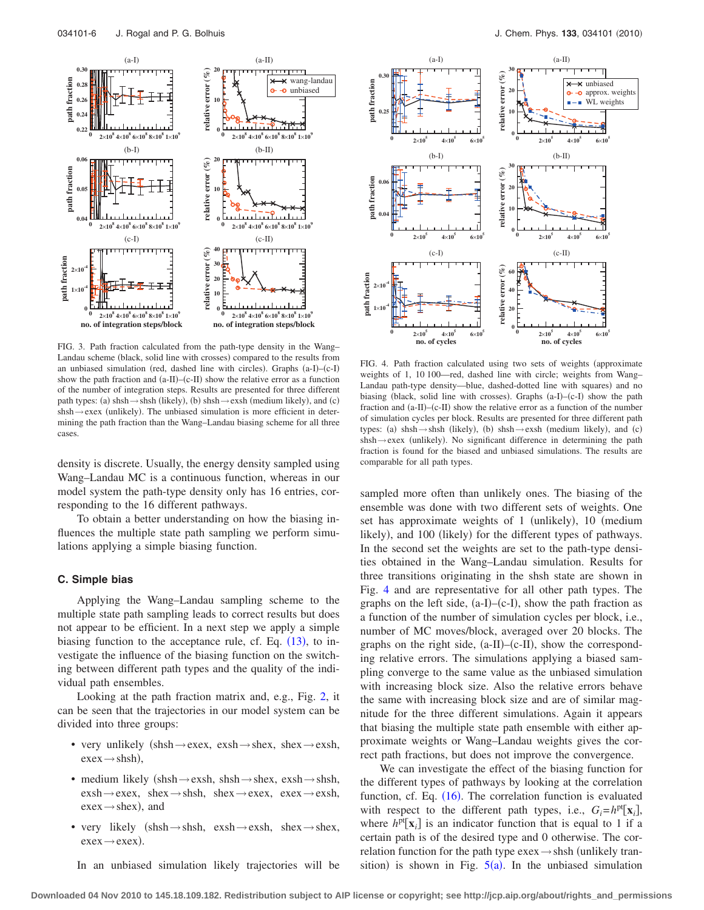FIG. 3. Path fraction calculated from the path-type density in the Wang–Landau scheme (black, solid line with crosses) compared to the results from an unbiased simulation (red, dashed line with circles). Graphs (a-I)–(c-I) show the path fraction and (a-II)–(c-II) show the relative error as a function of the number of integration steps. Results are presented for three different path types: (a) shsh→shsh (likely), (b) shsh→exsh (medium likely), and (c) shsh→exex (unlikely). The unbiased simulation is more efficient in determining the path fraction than the Wang–Landau biasing scheme for all three cases.

FIG. 4. Path fraction calculated using two sets of weights (approximate weights of 1, 10 100—red, dashed line with circle; weights from Wang–Landau path-type density—blue, dashed-dotted line with squares) and no biasing (black, solid line with crosses). Graphs (a-I)–(c-I) show the path fraction and (a-II)–(c-II) show the relative error as a function of the number of simulation cycles per block. Results are presented for three different path types: (a) shsh→shsh (likely), (b) shsh→exsh (medium likely), and (c) shsh→exex (unlikely). No significant difference in determining the path fraction is found for the biased and unbiased simulations. The results are comparable for all path types.

density is discrete. Usually, the energy density sampled using Wang–Landau MC is a continuous function, whereas in our model system the path-type density only has 16 entries, corresponding to the 16 different pathways.

To obtain a better understanding on how the biasing influences the multiple state path sampling we perform simulations applying a simple biasing function.

### C. Simple bias

Applying the Wang–Landau sampling scheme to the multiple state path sampling leads to correct results but does not appear to be efficient. In a next step we apply a simple biasing function to the acceptance rule, cf. Eq. (13), to investigate the influence of the biasing function on the switching between different path types and the quality of the individual path ensembles.

Looking at the path fraction matrix and, e.g., Fig. 2, it can be seen that the trajectories in our model system can be divided into three groups:

- very unlikely (shsh→exex, exsh→shex, shex→exsh, exex→shsh),
- medium likely (shsh→exsh, shsh→shex, exsh→shsh, exsh→exex, shex→shsh, shex→exex, exex→exsh, exex→shex), and
- very likely (shsh→shsh, exsh→exsh, shex→shex, exex→exex).

In an unbiased simulation likely trajectories will be sampled more often than unlikely ones. The biasing of the ensemble was done with two different sets of weights. One set has approximate weights of 1 (unlikely), 10 (medium likely), and 100 (likely) for the different types of pathways. In the second set the weights are set to the path-type densities obtained in the Wang–Landau simulation. Results for three transitions originating in the shsh state are shown in Fig. 4 and are representative for all other path types. The graphs on the left side, (a-I)–(c-I), show the path fraction as a function of the number of simulation cycles per block, i.e., number of MC moves/block, averaged over 20 blocks. The graphs on the right side, (a-II)–(c-II), show the corresponding relative errors. The simulations applying a biased sampling converge to the same value as the unbiased simulation with increasing block size. Also the relative errors behave the same with increasing block size and are of similar magnitude for the three different simulations. Again it appears that biasing the multiple state path ensemble with either approximate weights or Wang–Landau weights gives the correct path fractions, but does not improve the convergence.

We can investigate the effect of the biasing function for the different types of pathways by looking at the correlation function, cf. Eq. (16). The correlation function is evaluated with respect to the different path types, i.e., $G_i = h^{\text{pt}}[\mathbf{x}_i]$, where $h^{\text{pt}}[\mathbf{x}_i]$ is an indicator function that is equal to 1 if a certain path is of the desired type and 0 otherwise. The correlation function for the path type exex→shsh (unlikely transition) is shown in Fig. 5(a). In the unbiased simulation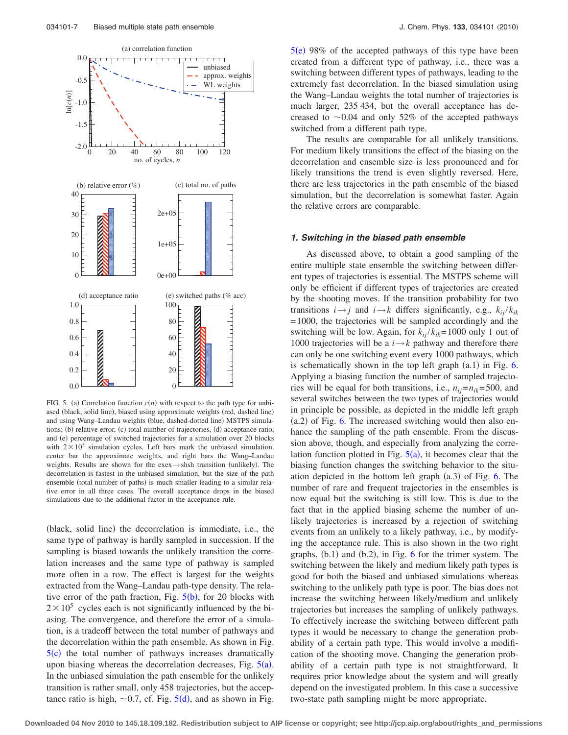FIG. 5. (a) Correlation function $c(n)$ with respect to the path type for unbiased (black, solid line), biased using approximate weights (red, dashed line) and using Wang–Landau weights (blue, dashed-dotted line) MSTPS simulations; (b) relative error, (c) total number of trajectories, (d) acceptance ratio, and (e) percentage of switched trajectories for a simulation over 20 blocks with $2\times10^5$ simulation cycles. Left bars mark the unbiased simulation, center bar the approximate weights, and right bars the Wang–Landau weights. Results are shown for the exex→shsh transition (unlikely). The decorrelation is fastest in the unbiased simulation, but the size of the path ensemble (total number of paths) is much smaller leading to a similar relative error in all three cases. The overall acceptance drops in the biased simulations due to the additional factor in the acceptance rule.

(black, solid line) the decorrelation is immediate, i.e., the same type of pathway is hardly sampled in succession. If the sampling is biased towards the unlikely transition the correlation increases and the same type of pathway is sampled more often in a row. The effect is largest for the weights extracted from the Wang–Landau path-type density. The relative error of the path fraction, Fig. 5(b), for 20 blocks with $2\times10^5$ cycles each is not significantly influenced by the biasing. The convergence, and therefore the error of a simulation, is a tradeoff between the total number of pathways and the decorrelation within the path ensemble. As shown in Fig. 5(c) the total number of pathways increases dramatically upon biasing whereas the decorrelation decreases, Fig. 5(a). In the unbiased simulation the path ensemble for the unlikely transition is rather small, only 458 trajectories, but the acceptance ratio is high, ~0.7, cf. Fig. 5(d), and as shown in Fig. 5(e) 98% of the accepted pathways of this type have been created from a different type of pathway, i.e., there was a switching between different types of pathways, leading to the extremely fast decorrelation. In the biased simulation using the Wang–Landau weights the total number of trajectories is much larger, 235 434, but the overall acceptance has decreased to ~0.04 and only 52% of the accepted pathways switched from a different path type.

The results are comparable for all unlikely transitions. For medium likely transitions the effect of the biasing on the decorrelation and ensemble size is less pronounced and for likely transitions the trend is even slightly reversed. Here, there are less trajectories in the path ensemble of the biased simulation, but the decorrelation is somewhat faster. Again the relative errors are comparable.

#### *1. Switching in the biased path ensemble*

As discussed above, to obtain a good sampling of the entire multiple state ensemble the switching between different types of trajectories is essential. The MSTPS scheme will only be efficient if different types of trajectories are created by the shooting moves. If the transition probability for two transitions $i\to j$ and $i\to k$ differs significantly, e.g., $k_{ij}/k_{ik}$ $=1000$, the trajectories will be sampled accordingly and the switching will be low. Again, for $k_{ij}/k_{ik}=1000$ only 1 out of 1000 trajectories will be a $i\to k$ pathway and therefore there can only be one switching event every 1000 pathways, which is schematically shown in the top left graph (a.1) in Fig. 6. Applying a biasing function the number of sampled trajectories will be equal for both transitions, i.e., $n_{ij}=n_{ik}=500$, and several switches between the two types of trajectories would in principle be possible, as depicted in the middle left graph (a.2) of Fig. 6. The increased switching would then also enhance the sampling of the path ensemble. From the discussion above, though, and especially from analyzing the correlation function plotted in Fig. 5(a), it becomes clear that the biasing function changes the switching behavior to the situation depicted in the bottom left graph (a.3) of Fig. 6. The number of rare and frequent trajectories in the ensembles is now equal but the switching is still low. This is due to the fact that in the applied biasing scheme the number of unlikely trajectories is increased by a rejection of switching events from an unlikely to a likely pathway, i.e., by modifying the acceptance rule. This is also shown in the two right graphs, (b.1) and (b.2), in Fig. 6 for the trimer system. The switching between the likely and medium likely path types is good for both the biased and unbiased simulations whereas switching to the unlikely path type is poor. The bias does not increase the switching between likely/medium and unlikely trajectories but increases the sampling of unlikely pathways. To effectively increase the switching between different path types it would be necessary to change the generation probability of a certain path type. This would involve a modification of the shooting move. Changing the generation probability of a certain path type is not straightforward. It requires prior knowledge about the system and will greatly depend on the investigated problem. In this case a successive two-state path sampling might be more appropriate.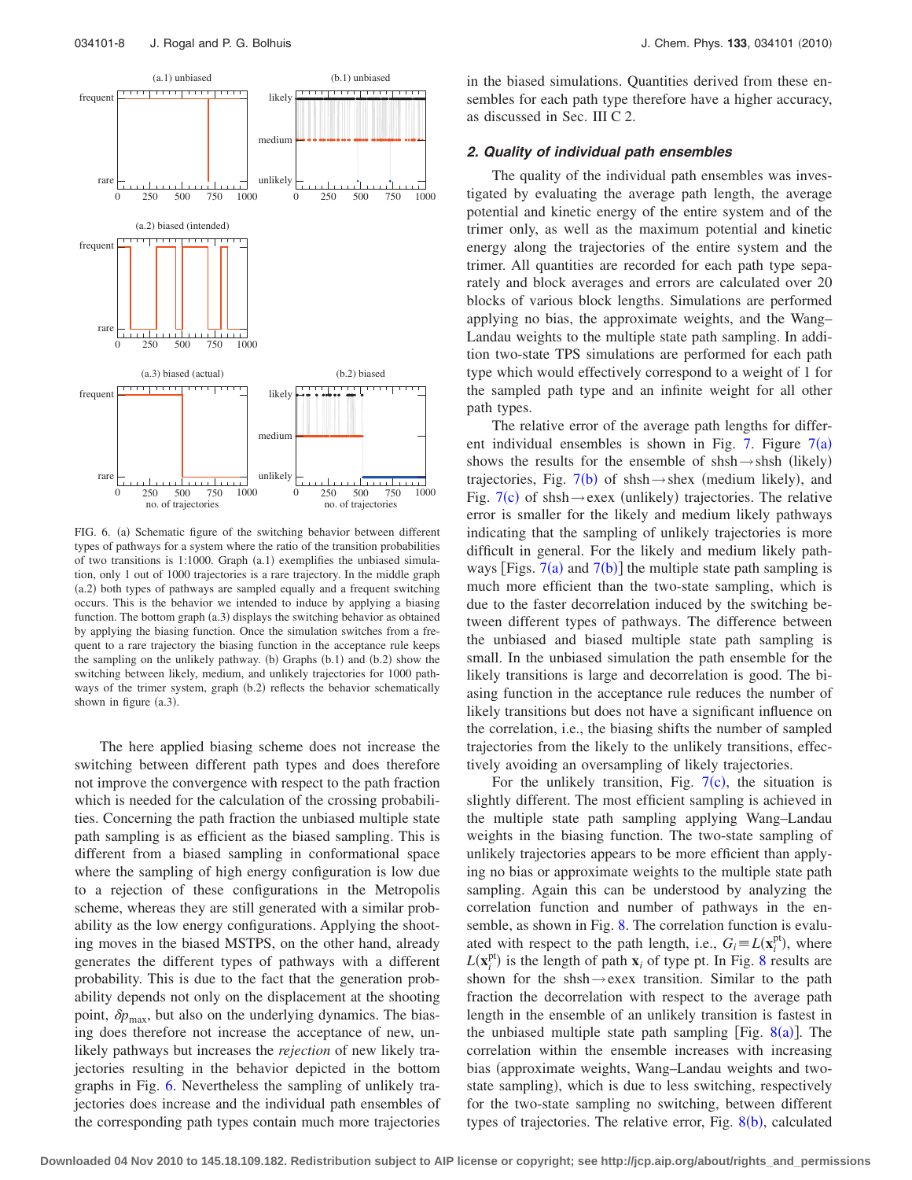FIG. 6. (a) Schematic figure of the switching behavior between different types of pathways for a system where the ratio of the transition probabilities of two transitions is 1:1000. Graph (a.1) exemplifies the unbiased simulation, only 1 out of 1000 trajectories is a rare trajectory. In the middle graph (a.2) both types of pathways are sampled equally and a frequent switching occurs. This is the behavior we intended to induce by applying a biasing function. The bottom graph (a.3) displays the switching behavior as obtained by applying the biasing function. Once the simulation switches from a frequent to a rare trajectory the biasing function in the acceptance rule keeps the sampling on the unlikely pathway. (b) Graphs (b.1) and (b.2) show the switching between likely, medium, and unlikely trajectories for 1000 pathways of the trimer system, graph (b.2) reflects the behavior schematically shown in figure (a.3).

The here applied biasing scheme does not increase the switching between different path types and does therefore not improve the convergence with respect to the path fraction which is needed for the calculation of the crossing probabilities. Concerning the path fraction the unbiased multiple state path sampling is as efficient as the biased sampling. This is different from a biased sampling in conformational space where the sampling of high energy configuration is low due to a rejection of these configurations in the Metropolis scheme, whereas they are still generated with a similar probability as the low energy configurations. Applying the shooting moves in the biased MSTPS, on the other hand, already generates the different types of pathways with a different probability. This is due to the fact that the generation probability depends not only on the displacement at the shooting point, $\delta p_{\max}$, but also on the underlying dynamics. The biasing does therefore not increase the acceptance of new, unlikely pathways but increases the *rejection* of new likely trajectories resulting in the behavior depicted in the bottom graphs in Fig. 6. Nevertheless the sampling of unlikely trajectories does increase and the individual path ensembles of the corresponding path types contain much more trajectories in the biased simulations. Quantities derived from these ensembles for each path type therefore have a higher accuracy, as discussed in Sec. III C 2.

### 2. Quality of individual path ensembles

The quality of the individual path ensembles was investigated by evaluating the average path length, the average potential and kinetic energy of the entire system and of the trimer only, as well as the maximum potential and kinetic energy along the trajectories of the entire system and the trimer. All quantities are recorded for each path type separately and block averages and errors are calculated over 20 blocks of various block lengths. Simulations are performed applying no bias, the approximate weights, and the Wang–Landau weights to the multiple state path sampling. In addition two-state TPS simulations are performed for each path type which would effectively correspond to a weight of 1 for the sampled path type and an infinite weight for all other path types.

The relative error of the average path lengths for different individual ensembles is shown in Fig. 7. Figure 7(a) shows the results for the ensemble of shsh→shsh (likely) trajectories, Fig. 7(b) of shsh→shex (medium likely), and Fig. 7(c) of shsh→exex (unlikely) trajectories. The relative error is smaller for the likely and medium likely pathways indicating that the sampling of unlikely trajectories is more difficult in general. For the likely and medium likely pathways [Figs. 7(a) and 7(b)] the multiple state path sampling is much more efficient than the two-state sampling, which is due to the faster decorrelation induced by the switching between different types of pathways. The difference between the unbiased and biased multiple state path sampling is small. In the unbiased simulation the path ensemble for the likely transitions is large and decorrelation is good. The biasing function in the acceptance rule reduces the number of likely transitions but does not have a significant influence on the correlation, i.e., the biasing shifts the number of sampled trajectories from the likely to the unlikely transitions, effectively avoiding an oversampling of likely trajectories.

For the unlikely transition, Fig. 7(c), the situation is slightly different. The most efficient sampling is achieved in the multiple state path sampling applying Wang–Landau weights in the biasing function. The two-state sampling of unlikely trajectories appears to be more efficient than applying no bias or approximate weights to the multiple state path sampling. Again this can be understood by analyzing the correlation function and number of pathways in the ensemble, as shown in Fig. 8. The correlation function is evaluated with respect to the path length, i.e., $G_i \equiv L(\mathbf{x}_i^{\mathrm{pt}})$, where $L(\mathbf{x}_i^{\mathrm{pt}})$ is the length of path $\mathbf{x}_i$ of type pt. In Fig. 8 results are shown for the shsh→exex transition. Similar to the path fraction the decorrelation with respect to the average path length in the ensemble of an unlikely transition is fastest in the unbiased multiple state path sampling [Fig. 8(a)]. The correlation within the ensemble increases with increasing bias (approximate weights, Wang–Landau weights and two-state sampling), which is due to less switching, respectively for the two-state sampling no switching, between different types of trajectories. The relative error, Fig. 8(b), calculated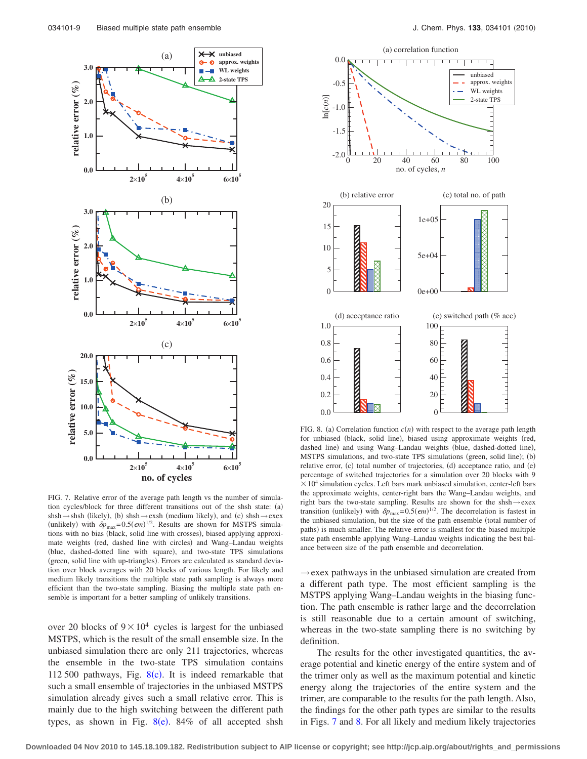FIG. 7. Relative error of the average path length vs the number of simulation cycles/block for three different transitions out of the shsh state: (a) shsh→shsh (likely), (b) shsh→exsh (medium likely), and (c) shsh→exex (unlikely) with $\delta p_{\max}=0.5(\epsilon m)^{1/2}$. Results are shown for MSTPS simulations with no bias (black, solid line with crosses), biased applying approximate weights (red, dashed line with circles) and Wang–Landau weights (blue, dashed-dotted line with square), and two-state TPS simulations (green, solid line with up-triangles). Errors are calculated as standard deviation over block averages with 20 blocks of various length. For likely and medium likely transitions the multiple state path sampling is always more efficient than the two-state sampling. Biasing the multiple state path ensemble is important for a better sampling of unlikely transitions.

FIG. 8. (a) Correlation function $c(n)$ with respect to the average path length for unbiased (black, solid line), biased using approximate weights (red, dashed line) and using Wang–Landau weights (blue, dashed-dotted line), MSTPS simulations, and two-state TPS simulations (green, solid line); (b) relative error, (c) total number of trajectories, (d) acceptance ratio, and (e) percentage of switched trajectories for a simulation over 20 blocks with $9\times10^4$ simulation cycles. Left bars mark unbiased simulation, center-left bars the approximate weights, center-right bars the Wang–Landau weights, and right bars the two-state sampling. Results are shown for the shsh→exex transition (unlikely) with $\delta p_{\max}=0.5(\epsilon m)^{1/2}$. The decorrelation is fastest in the unbiased simulation, but the size of the path ensemble (total number of paths) is much smaller. The relative error is smallest for the biased multiple state path ensemble applying Wang–Landau weights indicating the best balance between size of the path ensemble and decorrelation.

over 20 blocks of $9\times10^4$ cycles is largest for the unbiased MSTPS, which is the result of the small ensemble size. In the unbiased simulation there are only 211 trajectories, whereas the ensemble in the two-state TPS simulation contains 112 500 pathways, Fig. 8(c). It is indeed remarkable that such a small ensemble of trajectories in the unbiased MSTPS simulation already gives such a small relative error. This is mainly due to the high switching between the different path types, as shown in Fig. 8(e). 84% of all accepted shsh →exex pathways in the unbiased simulation are created from a different path type. The most efficient sampling is the MSTPS applying Wang–Landau weights in the biasing function. The path ensemble is rather large and the decorrelation is still reasonable due to a certain amount of switching, whereas in the two-state sampling there is no switching by definition.

The results for the other investigated quantities, the average potential and kinetic energy of the entire system and of the trimer only as well as the maximum potential and kinetic energy along the trajectories of the entire system and the trimer, are comparable to the results for the path length. Also, the findings for the other path types are similar to the results in Figs. 7 and 8. For all likely and medium likely trajectories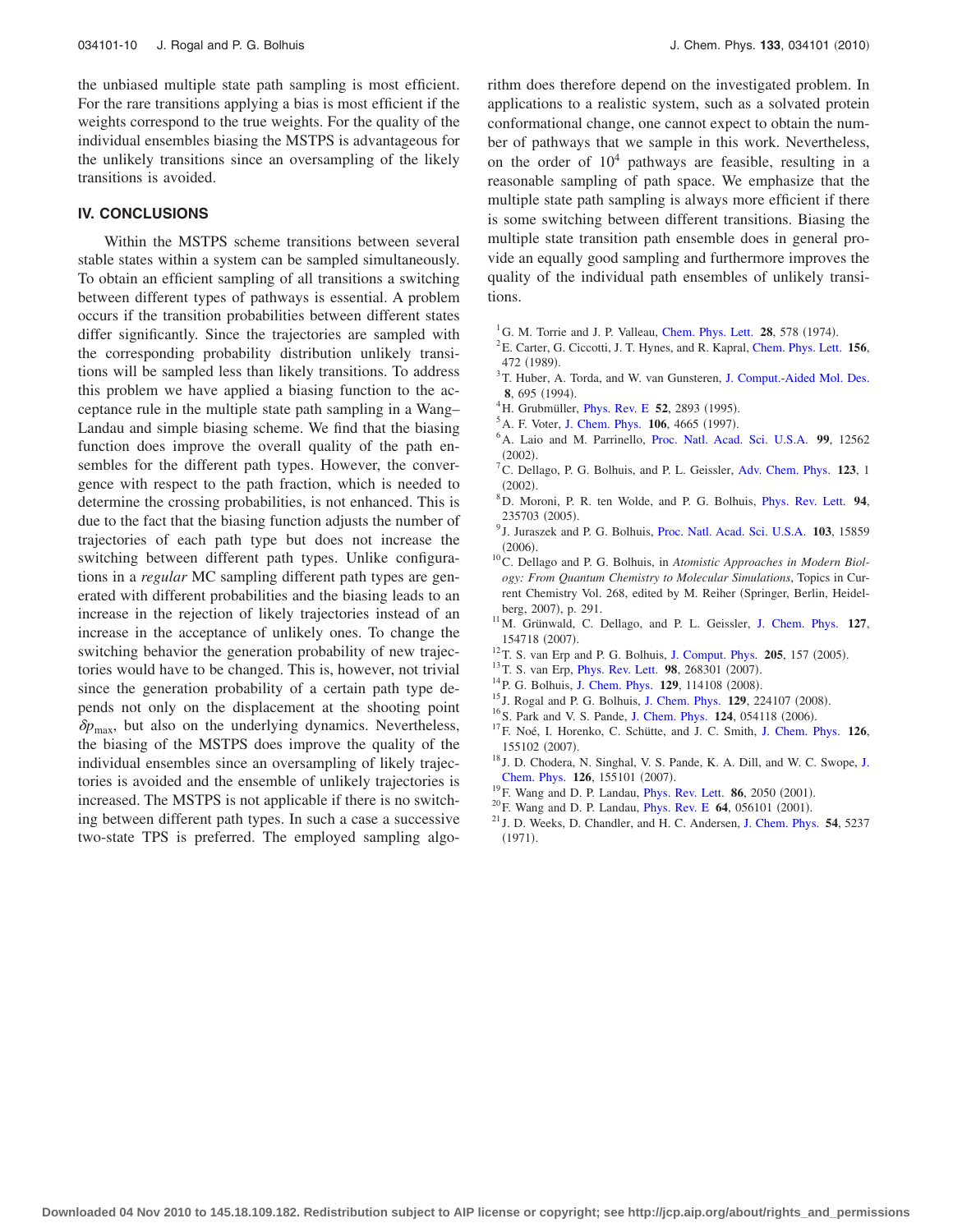the unbiased multiple state path sampling is most efficient. For the rare transitions applying a bias is most efficient if the weights correspond to the true weights. For the quality of the individual ensembles biasing the MSTPS is advantageous for the unlikely transitions since an oversampling of the likely transitions is avoided.

## IV. CONCLUSIONS

Within the MSTPS scheme transitions between several stable states within a system can be sampled simultaneously. To obtain an efficient sampling of all transitions a switching between different types of pathways is essential. A problem occurs if the transition probabilities between different states differ significantly. Since the trajectories are sampled with the corresponding probability distribution unlikely transitions will be sampled less than likely transitions. To address this problem we have applied a biasing function to the acceptance rule in the multiple state path sampling in a Wang–Landau and simple biasing scheme. We find that the biasing function does improve the overall quality of the path ensembles for the different path types. However, the convergence with respect to the path fraction, which is needed to determine the crossing probabilities, is not enhanced. This is due to the fact that the biasing function adjusts the number of trajectories of each path type but does not increase the switching between different path types. Unlike configurations in a *regular* MC sampling different path types are generated with different probabilities and the biasing leads to an increase in the rejection of likely trajectories instead of an increase in the acceptance of unlikely ones. To change the switching behavior the generation probability of new trajectories would have to be changed. This is, however, not trivial since the generation probability of a certain path type depends not only on the displacement at the shooting point $\delta p_{\max}$, but also on the underlying dynamics. Nevertheless, the biasing of the MSTPS does improve the quality of the individual ensembles since an oversampling of likely trajectories is avoided and the ensemble of unlikely trajectories is increased. The MSTPS is not applicable if there is no switching between different path types. In such a case a successive two-state TPS is preferred. The employed sampling algorithm does therefore depend on the investigated problem. In applications to a realistic system, such as a solvated protein conformational change, one cannot expect to obtain the number of pathways that we sample in this work. Nevertheless, on the order of $10^4$ pathways are feasible, resulting in a reasonable sampling of path space. We emphasize that the multiple state path sampling is always more efficient if there is some switching between different transitions. Biasing the multiple state transition path ensemble does in general provide an equally good sampling and furthermore improves the quality of the individual path ensembles of unlikely transitions.

[1] G. M. Torrie and J. P. Valleau, Chem. Phys. Lett. **28**, 578 (1974).
[2] E. Carter, G. Ciccotti, J. T. Hynes, and R. Kapral, Chem. Phys. Lett. **156**, 472 (1989).
[3] T. Huber, A. Torda, and W. van Gunsteren, J. Comput.-Aided Mol. Des. **8**, 695 (1994).
[4] H. Grubmüller, Phys. Rev. E **52**, 2893 (1995).
[5] A. F. Voter, J. Chem. Phys. **106**, 4665 (1997).
[6] A. Laio and M. Parrinello, Proc. Natl. Acad. Sci. U.S.A. **99**, 12562 (2002).
[7] C. Dellago, P. G. Bolhuis, and P. L. Geissler, Adv. Chem. Phys. **123**, 1 (2002).
[8] D. Moroni, P. R. ten Wolde, and P. G. Bolhuis, Phys. Rev. Lett. **94**, 235703 (2005).
[9] J. Juraszek and P. G. Bolhuis, Proc. Natl. Acad. Sci. U.S.A. **103**, 15859 (2006).
[10] C. Dellago and P. G. Bolhuis, in *Atomistic Approaches in Modern Biology: From Quantum Chemistry to Molecular Simulations*, Topics in Current Chemistry Vol. 268, edited by M. Reiher (Springer, Berlin, Heidelberg, 2007), p. 291.
[11] M. Grünwald, C. Dellago, and P. L. Geissler, J. Chem. Phys. **127**, 154718 (2007).
[12] T. S. van Erp and P. G. Bolhuis, J. Comput. Phys. **205**, 157 (2005).
[13] T. S. van Erp, Phys. Rev. Lett. **98**, 268301 (2007).
[14] P. G. Bolhuis, J. Chem. Phys. **129**, 114108 (2008).
[15] J. Rogal and P. G. Bolhuis, J. Chem. Phys. **129**, 224107 (2008).
[16] S. Park and V. S. Pande, J. Chem. Phys. **124**, 054118 (2006).
[17] F. Noé, I. Horenko, C. Schütte, and J. C. Smith, J. Chem. Phys. **126**, 155102 (2007).
[18] J. D. Chodera, N. Singhal, V. S. Pande, K. A. Dill, and W. C. Swope, J. Chem. Phys. **126**, 155101 (2007).
[19] F. Wang and D. P. Landau, Phys. Rev. Lett. **86**, 2050 (2001).
[20] F. Wang and D. P. Landau, Phys. Rev. E **64**, 056101 (2001).
[21] J. D. Weeks, D. Chandler, and H. C. Andersen, J. Chem. Phys. **54**, 5237 (1971).